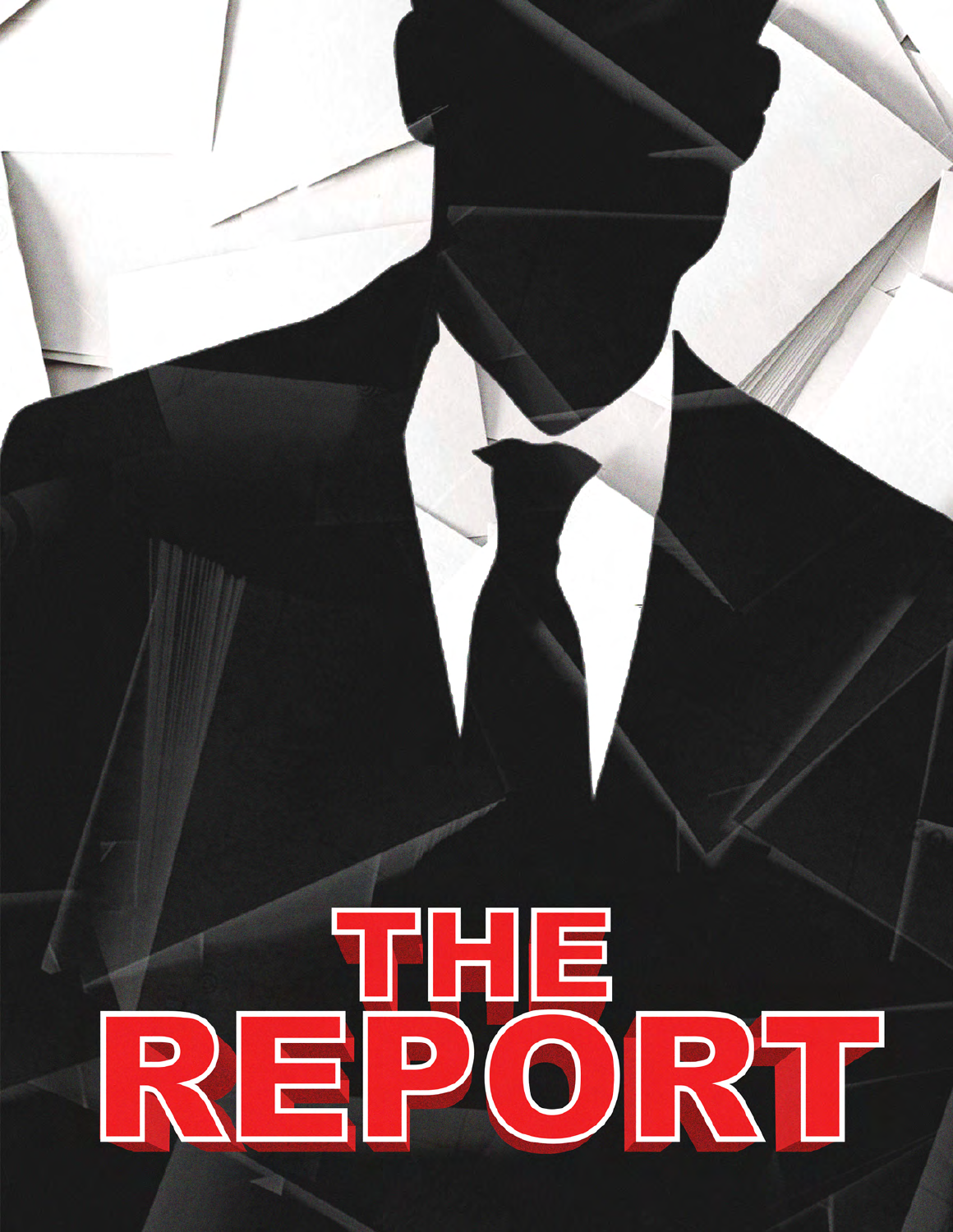# THE REPORT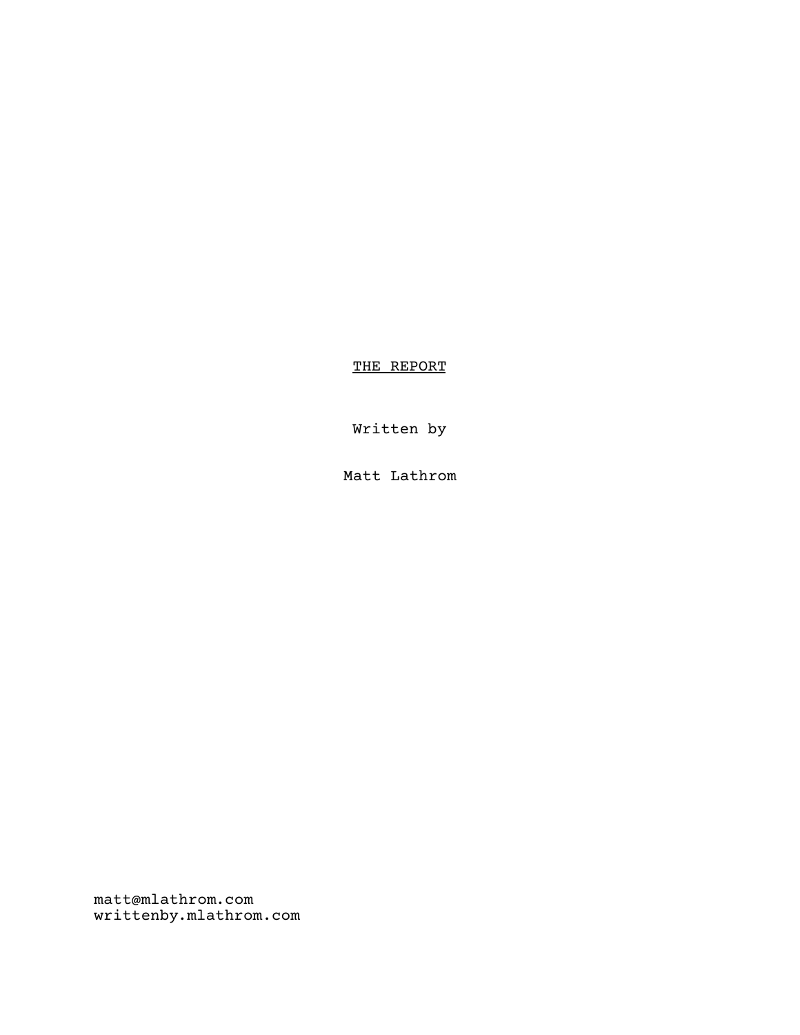<u>THE REPORT</u>

Written by

Matt Lathrom

matt@mlathrom.com
writtenby.mlathrom.com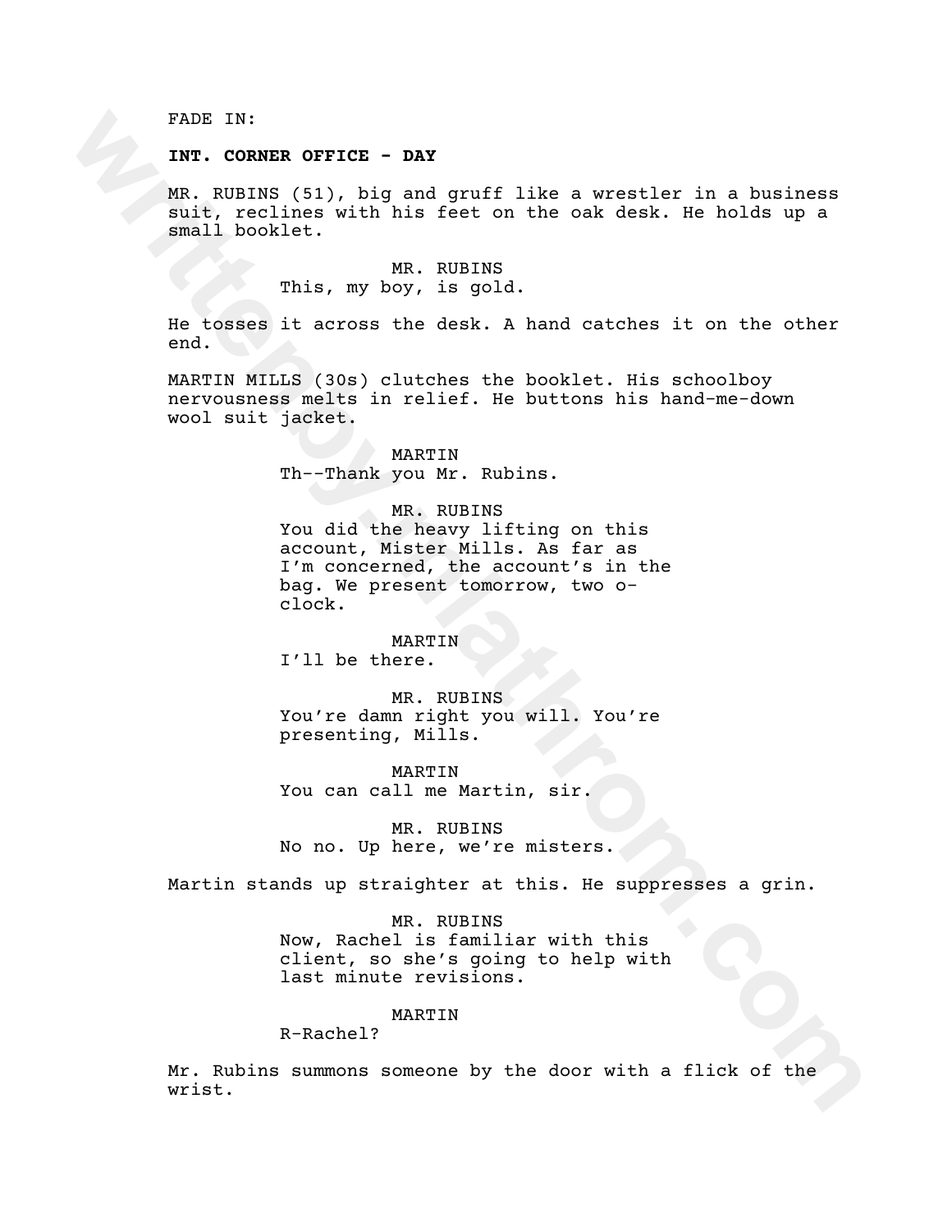FADE IN:

**INT. CORNER OFFICE - DAY**

MR. RUBINS (51), big and gruff like a wrestler in a business suit, reclines with his feet on the oak desk. He holds up a small booklet.

MR. RUBINS
This, my boy, is gold.

He tosses it across the desk. A hand catches it on the other end.

MARTIN MILLS (30s) clutches the booklet. His schoolboy nervousness melts in relief. He buttons his hand-me-down wool suit jacket.

MARTIN
Th--Thank you Mr. Rubins.

MR. RUBINS
You did the heavy lifting on this account, Mister Mills. As far as I'm concerned, the account's in the bag. We present tomorrow, two o-clock.

MARTIN
I'll be there.

MR. RUBINS
You're damn right you will. You're presenting, Mills.

MARTIN
You can call me Martin, sir.

MR. RUBINS
No no. Up here, we're misters.

Martin stands up straighter at this. He suppresses a grin.

MR. RUBINS
Now, Rachel is familiar with this client, so she's going to help with last minute revisions.

MARTIN
R-Rachel?

Mr. Rubins summons someone by the door with a flick of the wrist.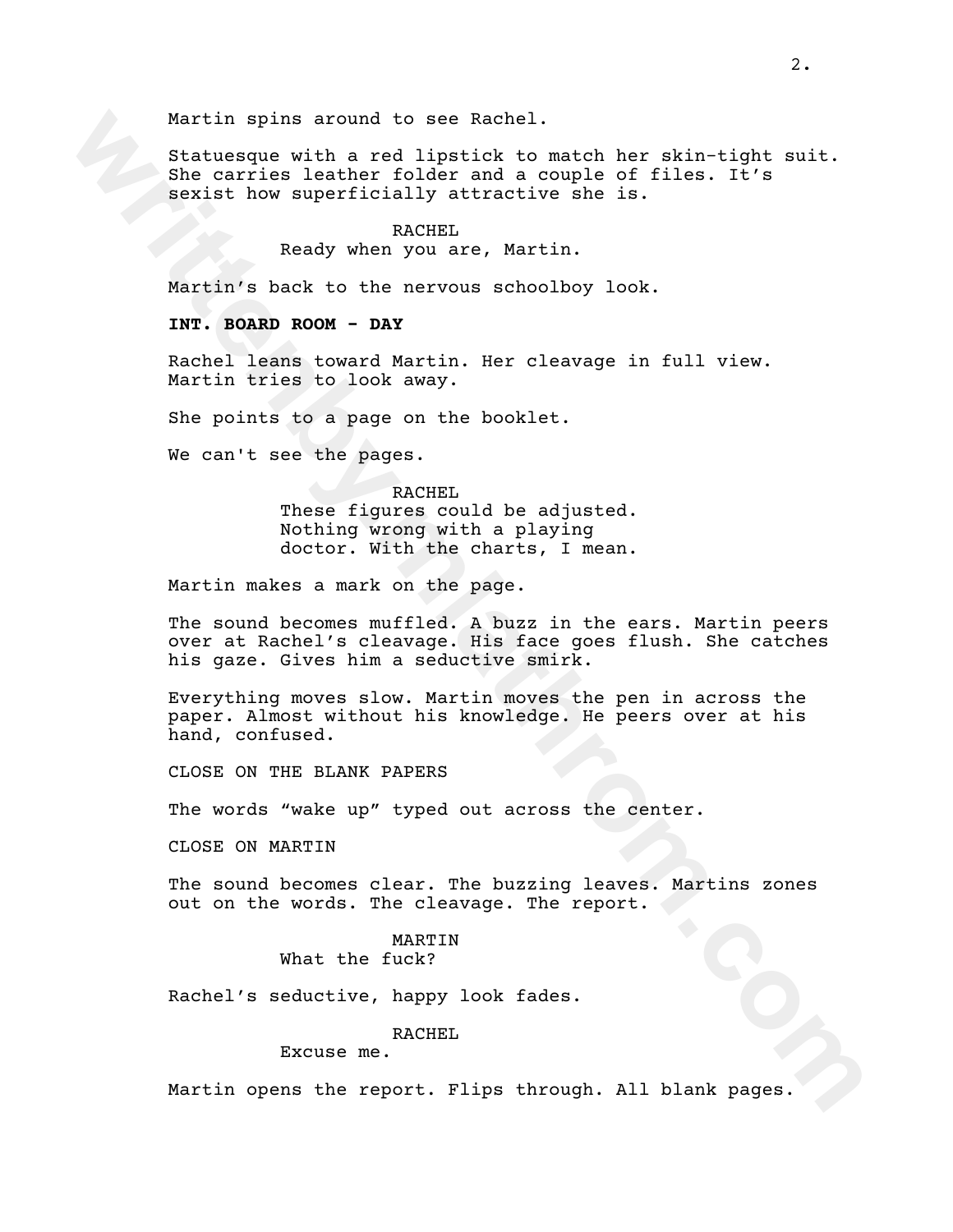Martin spins around to see Rachel.

Statuesque with a red lipstick to match her skin-tight suit. She carries leather folder and a couple of files. It's sexist how superficially attractive she is.

RACHEL
Ready when you are, Martin.

Martin's back to the nervous schoolboy look.

**INT. BOARD ROOM - DAY**

Rachel leans toward Martin. Her cleavage in full view. Martin tries to look away.

She points to a page on the booklet.

We can't see the pages.

RACHEL
These figures could be adjusted. Nothing wrong with a playing doctor. With the charts, I mean.

Martin makes a mark on the page.

The sound becomes muffled. A buzz in the ears. Martin peers over at Rachel's cleavage. His face goes flush. She catches his gaze. Gives him a seductive smirk.

Everything moves slow. Martin moves the pen in across the paper. Almost without his knowledge. He peers over at his hand, confused.

CLOSE ON THE BLANK PAPERS

The words "wake up" typed out across the center.

CLOSE ON MARTIN

The sound becomes clear. The buzzing leaves. Martins zones out on the words. The cleavage. The report.

MARTIN
What the fuck?

Rachel's seductive, happy look fades.

RACHEL
Excuse me.

Martin opens the report. Flips through. All blank pages.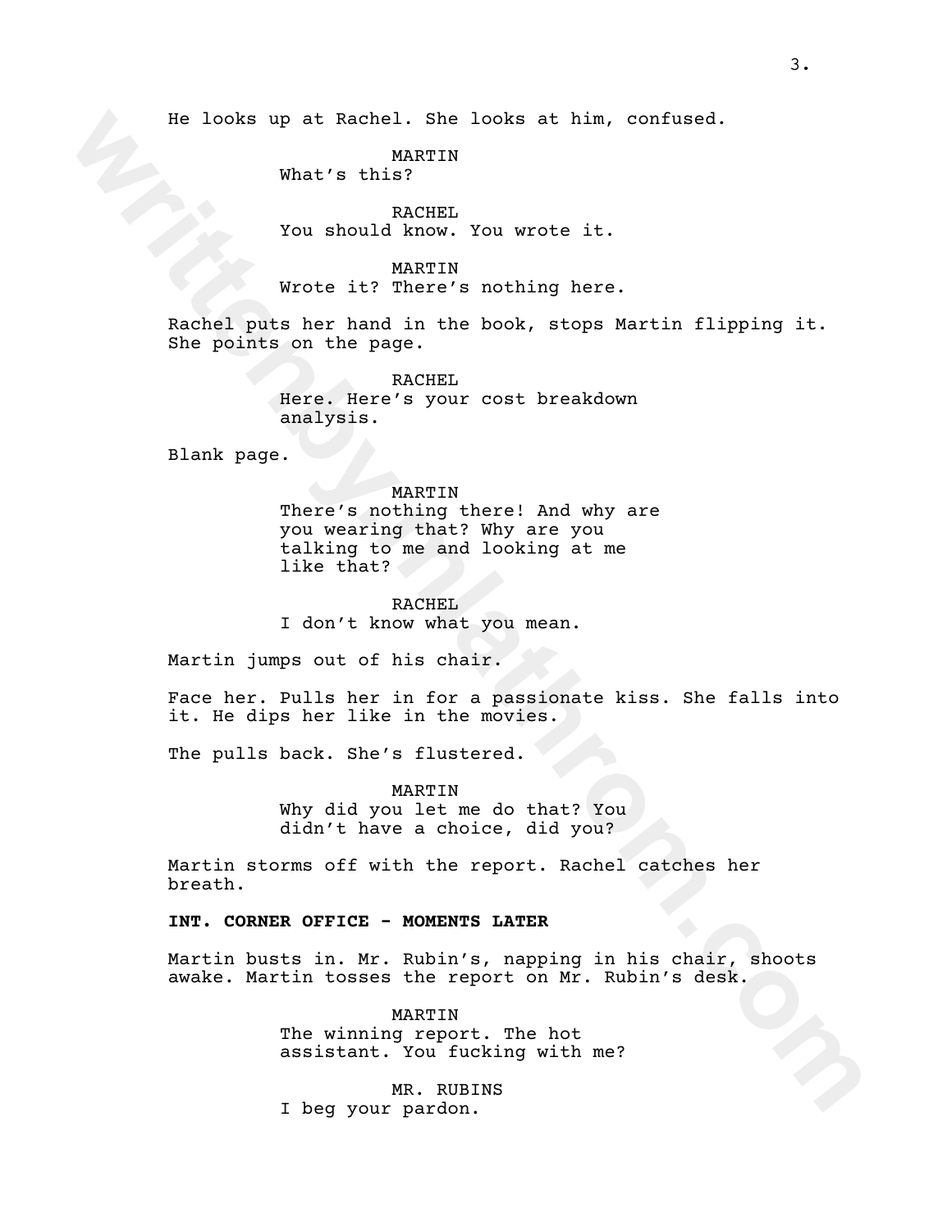He looks up at Rachel. She looks at him, confused.

MARTIN
What's this?

RACHEL
You should know. You wrote it.

MARTIN
Wrote it? There's nothing here.

Rachel puts her hand in the book, stops Martin flipping it. She points on the page.

RACHEL
Here. Here's your cost breakdown analysis.

Blank page.

MARTIN
There's nothing there! And why are you wearing that? Why are you talking to me and looking at me like that?

RACHEL
I don't know what you mean.

Martin jumps out of his chair.

Face her. Pulls her in for a passionate kiss. She falls into it. He dips her like in the movies.

The pulls back. She's flustered.

MARTIN
Why did you let me do that? You didn't have a choice, did you?

Martin storms off with the report. Rachel catches her breath.

**INT. CORNER OFFICE - MOMENTS LATER**

Martin busts in. Mr. Rubin's, napping in his chair, shoots awake. Martin tosses the report on Mr. Rubin's desk.

MARTIN
The winning report. The hot assistant. You fucking with me?

MR. RUBINS
I beg your pardon.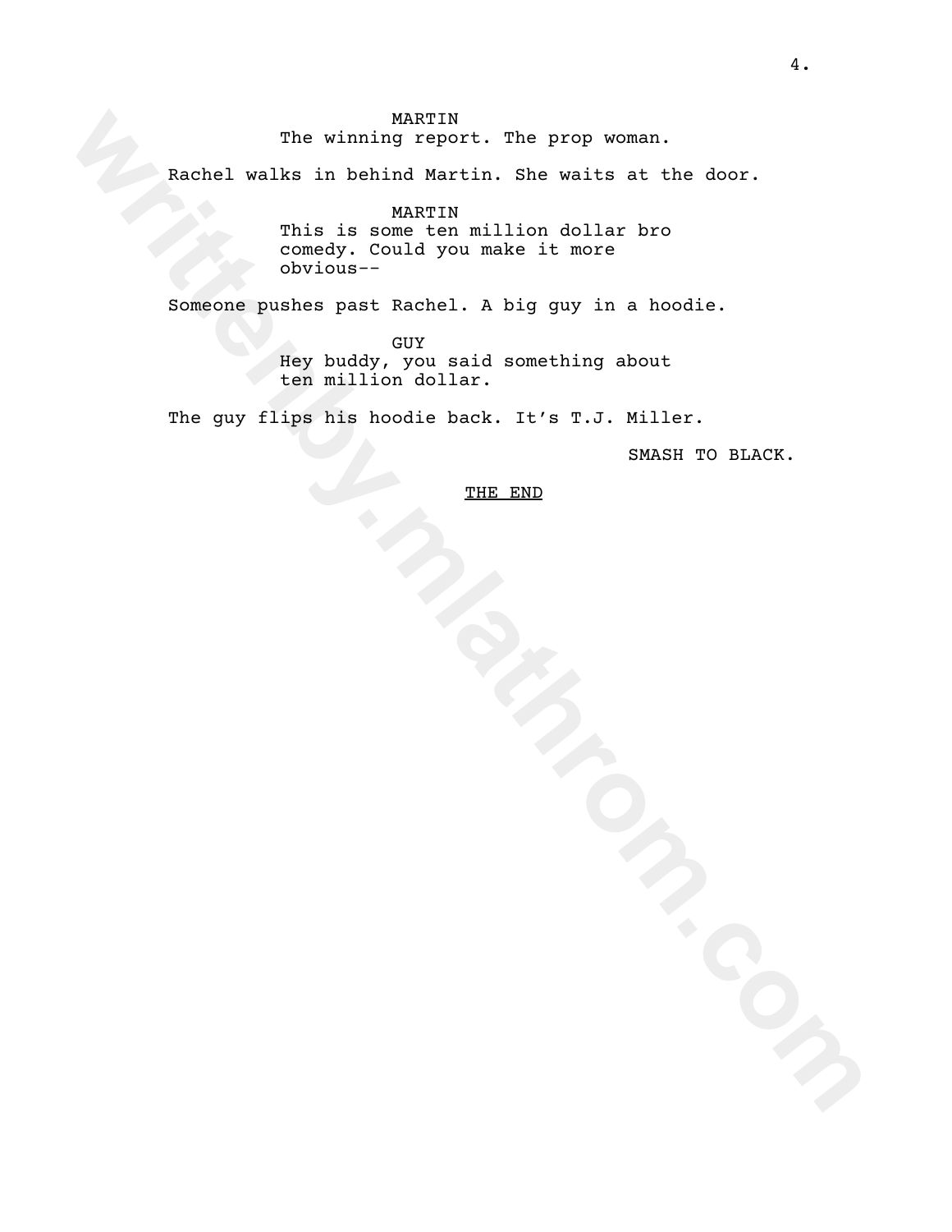MARTIN
The winning report. The prop woman.

Rachel walks in behind Martin. She waits at the door.

MARTIN
This is some ten million dollar bro comedy. Could you make it more obvious--

Someone pushes past Rachel. A big guy in a hoodie.

GUY
Hey buddy, you said something about ten million dollar.

The guy flips his hoodie back. It’s T.J. Miller.

SMASH TO BLACK.

THE END